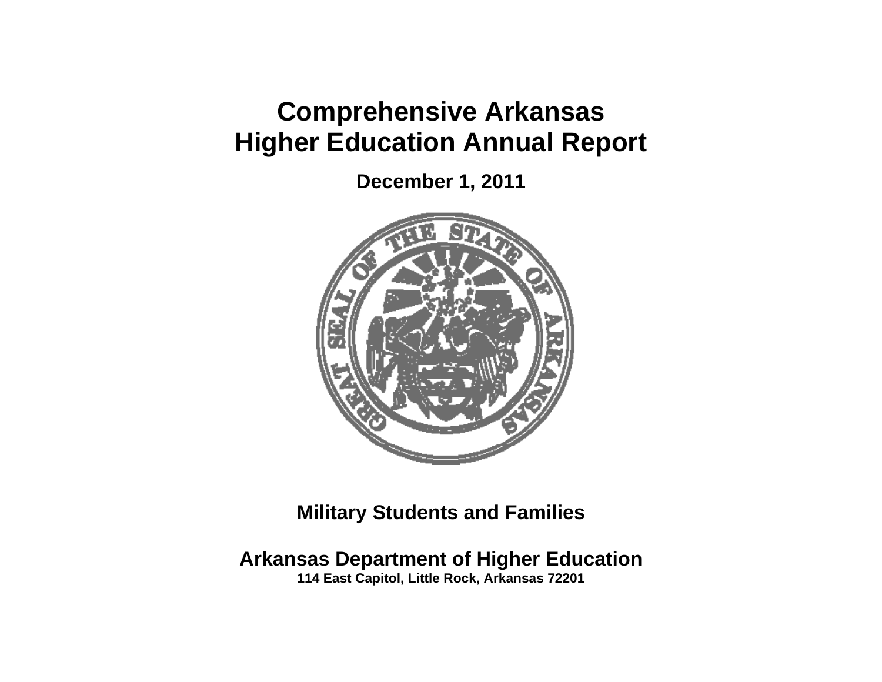# Comprehensive Arkansas Higher Education Annual Report

**December 1, 2011**

**Military Students and Families**

**Arkansas Department of Higher Education**

**114 East Capitol, Little Rock, Arkansas 72201**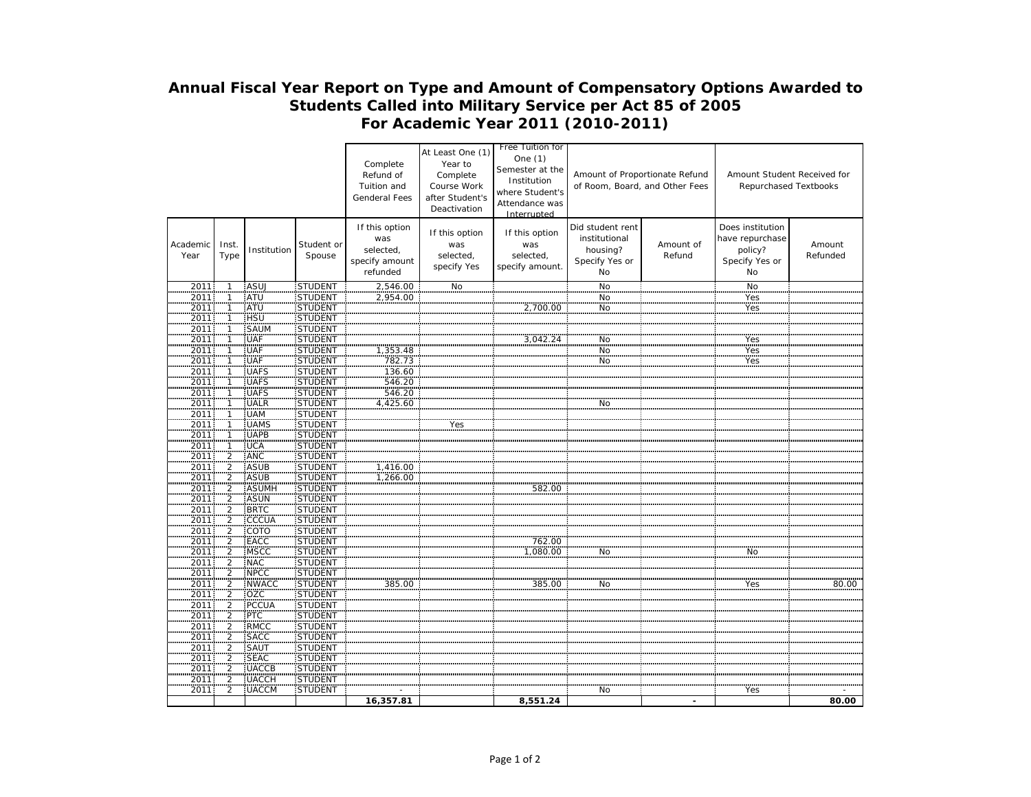# Annual Fiscal Year Report on Type and Amount of Compensatory Options Awarded to Students Called into Military Service per Act 85 of 2005

## For Academic Year 2011 (2010-2011)

| | | | | Complete Refund of Tuition and Genderal Fees | At Least One (1) Year to Complete Course Work after Student's Deactivation | Free Tuition for One (1) Semester at the Institution where Student's Attendance was Interrupted | Amount of Proportionate Refund of Room, Board, and Other Fees | | Amount Student Received for Repurchased Textbooks | |
|---|---|---|---|---|---|---|---|---|---|---|
| Academic Year | Inst. Type | Institution | Student or Spouse | If this option was selected, specify amount refunded | If this option was selected, specify Yes | If this option was selected, specify amount. | Did student rent institutional housing? Specify Yes or No | Amount of Refund | Does institution have repurchase policy? Specify Yes or No | Amount Refunded |
| 2011 | 1 | ASUJ | STUDENT | 2,546.00 | No | | No | | No | |
| 2011 | 1 | ATU | STUDENT | 2,954.00 | | | No | | Yes | |
| 2011 | 1 | ATU | STUDENT | | | 2,700.00 | No | | Yes | |
| 2011 | 1 | HSU | STUDENT | | | | | | | |
| 2011 | 1 | SAUM | STUDENT | | | | | | | |
| 2011 | 1 | UAF | STUDENT | | | 3,042.24 | No | | Yes | |
| 2011 | 1 | UAF | STUDENT | 1,353.48 | | | No | | Yes | |
| 2011 | 1 | UAF | STUDENT | 782.73 | | | No | | Yes | |
| 2011 | 1 | UAFS | STUDENT | 136.60 | | | | | | |
| 2011 | 1 | UAFS | STUDENT | 546.20 | | | | | | |
| 2011 | 1 | UAFS | STUDENT | 546.20 | | | | | | |
| 2011 | 1 | UALR | STUDENT | 4,425.60 | | | No | | | |
| 2011 | 1 | UAM | STUDENT | | | | | | | |
| 2011 | 1 | UAMS | STUDENT | | Yes | | | | | |
| 2011 | 1 | UAPB | STUDENT | | | | | | | |
| 2011 | 1 | UCA | STUDENT | | | | | | | |
| 2011 | 2 | ANC | STUDENT | | | | | | | |
| 2011 | 2 | ASUB | STUDENT | 1,416.00 | | | | | | |
| 2011 | 2 | ASUB | STUDENT | 1,266.00 | | | | | | |
| 2011 | 2 | ASUMH | STUDENT | | | 582.00 | | | | |
| 2011 | 2 | ASUN | STUDENT | | | | | | | |
| 2011 | 2 | BRTC | STUDENT | | | | | | | |
| 2011 | 2 | CCCUA | STUDENT | | | | | | | |
| 2011 | 2 | COTO | STUDENT | | | | | | | |
| 2011 | 2 | EACC | STUDENT | | | 762.00 | | | | |
| 2011 | 2 | MSCC | STUDENT | | | 1,080.00 | No | | No | |
| 2011 | 2 | NAC | STUDENT | | | | | | | |
| 2011 | 2 | NPCC | STUDENT | | | | | | | |
| 2011 | 2 | NWACC | STUDENT | 385.00 | | 385.00 | No | | Yes | 80.00 |
| 2011 | 2 | OZC | STUDENT | | | | | | | |
| 2011 | 2 | PCCUA | STUDENT | | | | | | | |
| 2011 | 2 | PTC | STUDENT | | | | | | | |
| 2011 | 2 | RMCC | STUDENT | | | | | | | |
| 2011 | 2 | SACC | STUDENT | | | | | | | |
| 2011 | 2 | SAUT | STUDENT | | | | | | | |
| 2011 | 2 | SEAC | STUDENT | | | | | | | |
| 2011 | 2 | UACCB | STUDENT | | | | | | | |
| 2011 | 2 | UACCH | STUDENT | | | | | | | |
| 2011 | 2 | UACCM | STUDENT | - | | | No | | Yes | - |
| | | | | **16,357.81** | | **8,551.24** | | **-** | | **80.00** |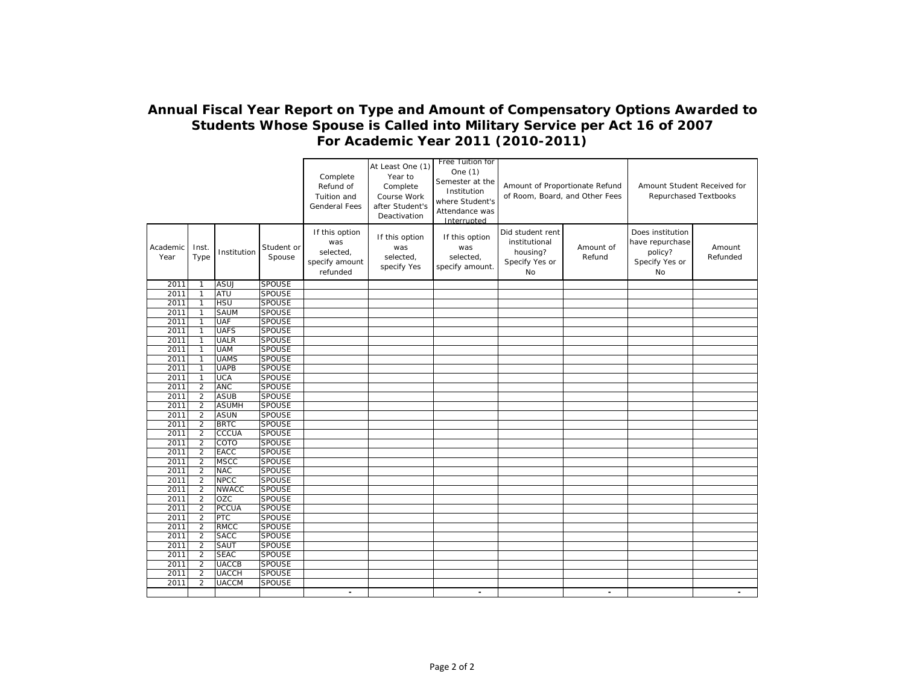# Annual Fiscal Year Report on Type and Amount of Compensatory Options Awarded to Students Whose Spouse is Called into Military Service per Act 16 of 2007
## For Academic Year 2011 (2010-2011)

| | | | | Complete Refund of Tuition and Genderal Fees | At Least One (1) Year to Complete Course Work after Student's Deactivation | Free Tuition for One (1) Semester at the Institution where Student's Attendance was Interrupted | Amount of Proportionate Refund of Room, Board, and Other Fees | | Amount Student Received for Repurchased Textbooks | |
|---|---|---|---|---|---|---|---|---|---|---|
| Academic Year | Inst. Type | Institution | Student or Spouse | If this option was selected, specify amount refunded | If this option was selected, specify Yes | If this option was selected, specify amount. | Did student rent institutional housing? Specify Yes or No | Amount of Refund | Does institution have repurchase policy? Specify Yes or No | Amount Refunded |
| 2011 | 1 | ASUJ | SPOUSE | | | | | | | |
| 2011 | 1 | ATU | SPOUSE | | | | | | | |
| 2011 | 1 | HSU | SPOUSE | | | | | | | |
| 2011 | 1 | SAUM | SPOUSE | | | | | | | |
| 2011 | 1 | UAF | SPOUSE | | | | | | | |
| 2011 | 1 | UAFS | SPOUSE | | | | | | | |
| 2011 | 1 | UALR | SPOUSE | | | | | | | |
| 2011 | 1 | UAM | SPOUSE | | | | | | | |
| 2011 | 1 | UAMS | SPOUSE | | | | | | | |
| 2011 | 1 | UAPB | SPOUSE | | | | | | | |
| 2011 | 1 | UCA | SPOUSE | | | | | | | |
| 2011 | 2 | ANC | SPOUSE | | | | | | | |
| 2011 | 2 | ASUB | SPOUSE | | | | | | | |
| 2011 | 2 | ASUMH | SPOUSE | | | | | | | |
| 2011 | 2 | ASUN | SPOUSE | | | | | | | |
| 2011 | 2 | BRTC | SPOUSE | | | | | | | |
| 2011 | 2 | CCCUA | SPOUSE | | | | | | | |
| 2011 | 2 | COTO | SPOUSE | | | | | | | |
| 2011 | 2 | EACC | SPOUSE | | | | | | | |
| 2011 | 2 | MSCC | SPOUSE | | | | | | | |
| 2011 | 2 | NAC | SPOUSE | | | | | | | |
| 2011 | 2 | NPCC | SPOUSE | | | | | | | |
| 2011 | 2 | NWACC | SPOUSE | | | | | | | |
| 2011 | 2 | OZC | SPOUSE | | | | | | | |
| 2011 | 2 | PCCUA | SPOUSE | | | | | | | |
| 2011 | 2 | PTC | SPOUSE | | | | | | | |
| 2011 | 2 | RMCC | SPOUSE | | | | | | | |
| 2011 | 2 | SACC | SPOUSE | | | | | | | |
| 2011 | 2 | SAUT | SPOUSE | | | | | | | |
| 2011 | 2 | SEAC | SPOUSE | | | | | | | |
| 2011 | 2 | UACCB | SPOUSE | | | | | | | |
| 2011 | 2 | UACCH | SPOUSE | | | | | | | |
| 2011 | 2 | UACCM | SPOUSE | | | | | | | |
| | | | | - | | - | | - | | - |